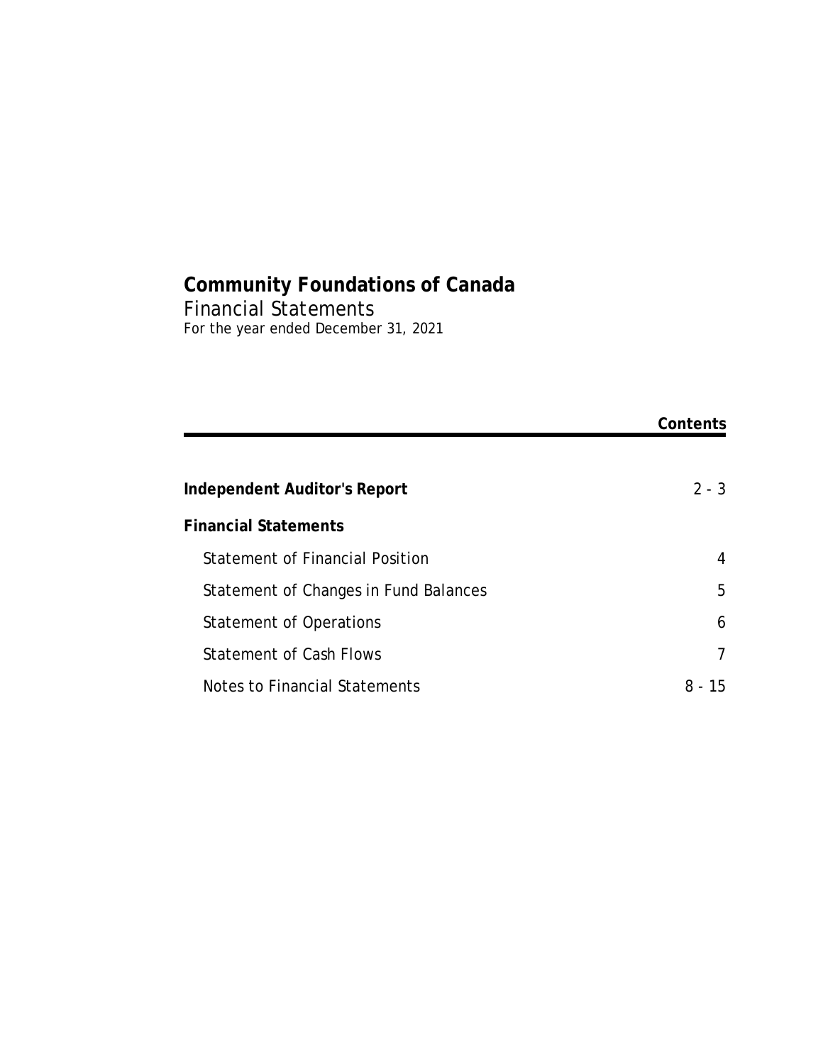# Community Foundations of Canada

## Financial Statements

*For the year ended December 31, 2021*

| | **Contents** |
|---|---|
| **Independent Auditor's Report** | 2 - 3 |
| **Financial Statements** | |
| Statement of Financial Position | 4 |
| Statement of Changes in Fund Balances | 5 |
| Statement of Operations | 6 |
| Statement of Cash Flows | 7 |
| Notes to Financial Statements | 8 - 15 |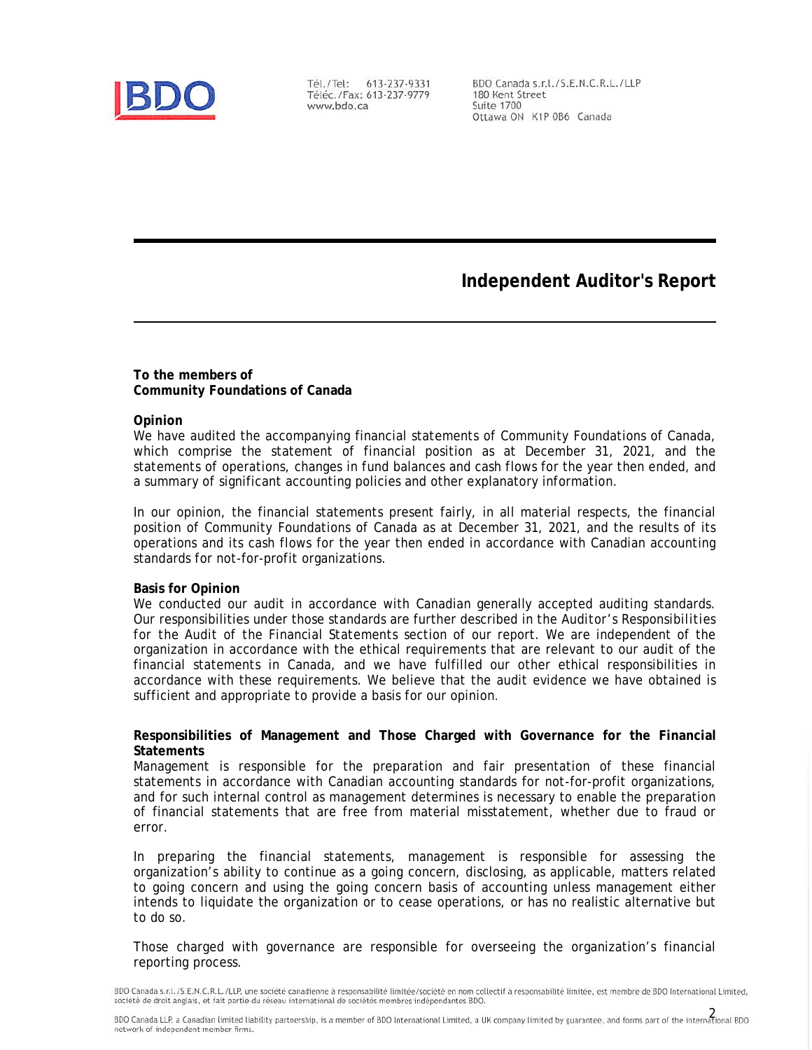Tél./Tel: 613-237-9331
Téléc./Fax: 613-237-9779
www.bdo.ca

BDO Canada s.r.l./S.E.N.C.R.L./LLP
180 Kent Street
Suite 1700
Ottawa ON K1P 0B6 Canada

# Independent Auditor's Report

**To the members of**
**Community Foundations of Canada**

**Opinion**

We have audited the accompanying financial statements of Community Foundations of Canada, which comprise the statement of financial position as at December 31, 2021, and the statements of operations, changes in fund balances and cash flows for the year then ended, and a summary of significant accounting policies and other explanatory information.

In our opinion, the financial statements present fairly, in all material respects, the financial position of Community Foundations of Canada as at December 31, 2021, and the results of its operations and its cash flows for the year then ended in accordance with Canadian accounting standards for not-for-profit organizations.

**Basis for Opinion**

We conducted our audit in accordance with Canadian generally accepted auditing standards. Our responsibilities under those standards are further described in the Auditor's Responsibilities for the Audit of the Financial Statements section of our report. We are independent of the organization in accordance with the ethical requirements that are relevant to our audit of the financial statements in Canada, and we have fulfilled our other ethical responsibilities in accordance with these requirements. We believe that the audit evidence we have obtained is sufficient and appropriate to provide a basis for our opinion.

**Responsibilities of Management and Those Charged with Governance for the Financial Statements**

Management is responsible for the preparation and fair presentation of these financial statements in accordance with Canadian accounting standards for not-for-profit organizations, and for such internal control as management determines is necessary to enable the preparation of financial statements that are free from material misstatement, whether due to fraud or error.

In preparing the financial statements, management is responsible for assessing the organization's ability to continue as a going concern, disclosing, as applicable, matters related to going concern and using the going concern basis of accounting unless management either intends to liquidate the organization or to cease operations, or has no realistic alternative but to do so.

Those charged with governance are responsible for overseeing the organization's financial reporting process.

BDO Canada s.r.l./S.E.N.C.R.L./LLP, une société canadienne à responsabilité limitée/société en nom collectif à responsabilité limitée, est membre de BDO International Limited, société de droit anglais, et fait partie du réseau international de sociétés membres indépendantes BDO.

BDO Canada LLP, a Canadian limited liability partnership, is a member of BDO International Limited, a UK company limited by guarantee, and forms part of the international BDO network of independent member firms.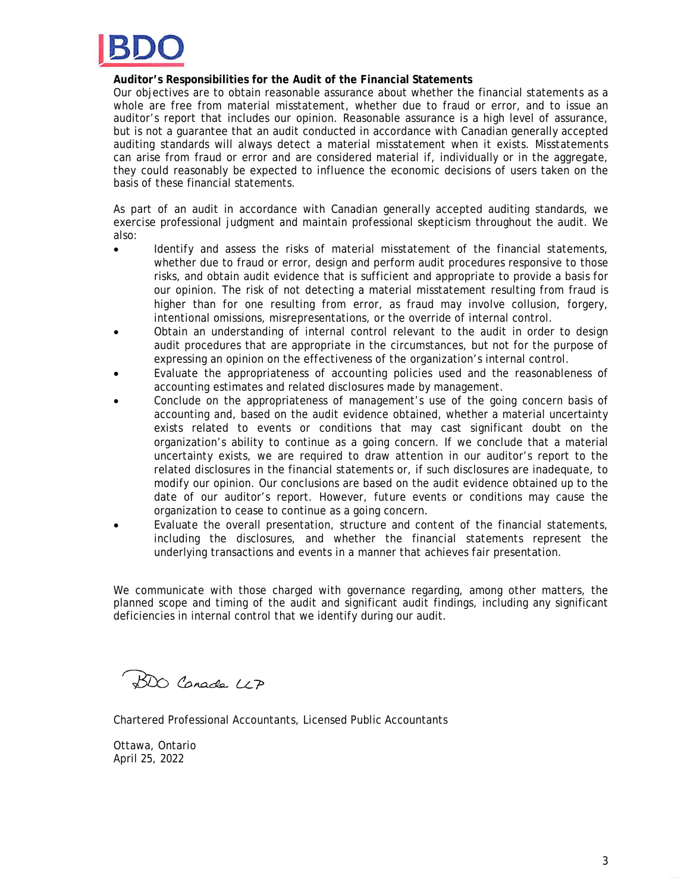**Auditor's Responsibilities for the Audit of the Financial Statements**

Our objectives are to obtain reasonable assurance about whether the financial statements as a whole are free from material misstatement, whether due to fraud or error, and to issue an auditor's report that includes our opinion. Reasonable assurance is a high level of assurance, but is not a guarantee that an audit conducted in accordance with Canadian generally accepted auditing standards will always detect a material misstatement when it exists. Misstatements can arise from fraud or error and are considered material if, individually or in the aggregate, they could reasonably be expected to influence the economic decisions of users taken on the basis of these financial statements.

As part of an audit in accordance with Canadian generally accepted auditing standards, we exercise professional judgment and maintain professional skepticism throughout the audit. We also:

- Identify and assess the risks of material misstatement of the financial statements, whether due to fraud or error, design and perform audit procedures responsive to those risks, and obtain audit evidence that is sufficient and appropriate to provide a basis for our opinion. The risk of not detecting a material misstatement resulting from fraud is higher than for one resulting from error, as fraud may involve collusion, forgery, intentional omissions, misrepresentations, or the override of internal control.
- Obtain an understanding of internal control relevant to the audit in order to design audit procedures that are appropriate in the circumstances, but not for the purpose of expressing an opinion on the effectiveness of the organization's internal control.
- Evaluate the appropriateness of accounting policies used and the reasonableness of accounting estimates and related disclosures made by management.
- Conclude on the appropriateness of management's use of the going concern basis of accounting and, based on the audit evidence obtained, whether a material uncertainty exists related to events or conditions that may cast significant doubt on the organization's ability to continue as a going concern. If we conclude that a material uncertainty exists, we are required to draw attention in our auditor's report to the related disclosures in the financial statements or, if such disclosures are inadequate, to modify our opinion. Our conclusions are based on the audit evidence obtained up to the date of our auditor's report. However, future events or conditions may cause the organization to cease to continue as a going concern.
- Evaluate the overall presentation, structure and content of the financial statements, including the disclosures, and whether the financial statements represent the underlying transactions and events in a manner that achieves fair presentation.

We communicate with those charged with governance regarding, among other matters, the planned scope and timing of the audit and significant audit findings, including any significant deficiencies in internal control that we identify during our audit.

BDO Canada LLP

Chartered Professional Accountants, Licensed Public Accountants

Ottawa, Ontario
April 25, 2022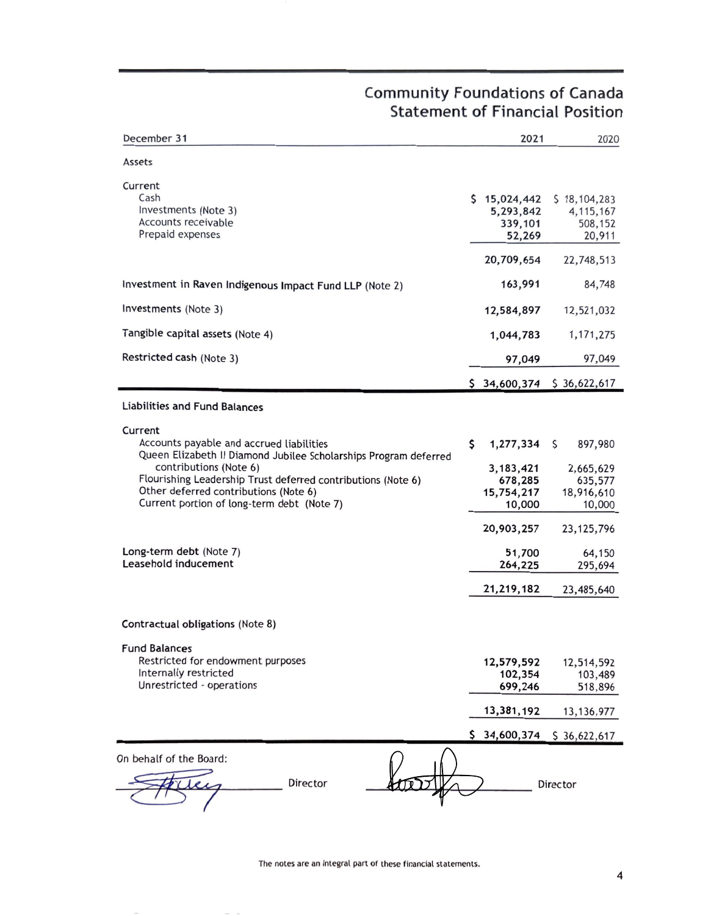# Community Foundations of Canada
## Statement of Financial Position

| December 31 | 2021 | 2020 |
|---|---|---|
| **Assets** | | |
| Current | | |
| Cash | $ 15,024,442 | $ 18,104,283 |
| Investments (Note 3) | 5,293,842 | 4,115,167 |
| Accounts receivable | 339,101 | 508,152 |
| Prepaid expenses | 52,269 | 20,911 |
| | 20,709,654 | 22,748,513 |
| Investment in Raven Indigenous Impact Fund LLP (Note 2) | 163,991 | 84,748 |
| Investments (Note 3) | 12,584,897 | 12,521,032 |
| Tangible capital assets (Note 4) | 1,044,783 | 1,171,275 |
| Restricted cash (Note 3) | 97,049 | 97,049 |
| | $ 34,600,374 | $ 36,622,617 |
| **Liabilities and Fund Balances** | | |
| Current | | |
| Accounts payable and accrued liabilities | $ 1,277,334 | $ 897,980 |
| Queen Elizabeth II Diamond Jubilee Scholarships Program deferred contributions (Note 6) | 3,183,421 | 2,665,629 |
| Flourishing Leadership Trust deferred contributions (Note 6) | 678,285 | 635,577 |
| Other deferred contributions (Note 6) | 15,754,217 | 18,916,610 |
| Current portion of long-term debt (Note 7) | 10,000 | 10,000 |
| | 20,903,257 | 23,125,796 |
| Long-term debt (Note 7) | 51,700 | 64,150 |
| Leasehold inducement | 264,225 | 295,694 |
| | 21,219,182 | 23,485,640 |
| Contractual obligations (Note 8) | | |
| **Fund Balances** | | |
| Restricted for endowment purposes | 12,579,592 | 12,514,592 |
| Internally restricted | 102,354 | 103,489 |
| Unrestricted - operations | 699,246 | 518,896 |
| | 13,381,192 | 13,136,977 |
| | $ 34,600,374 | $ 36,622,617 |

On behalf of the Board:

_______________ Director _______________ Director

The notes are an integral part of these financial statements.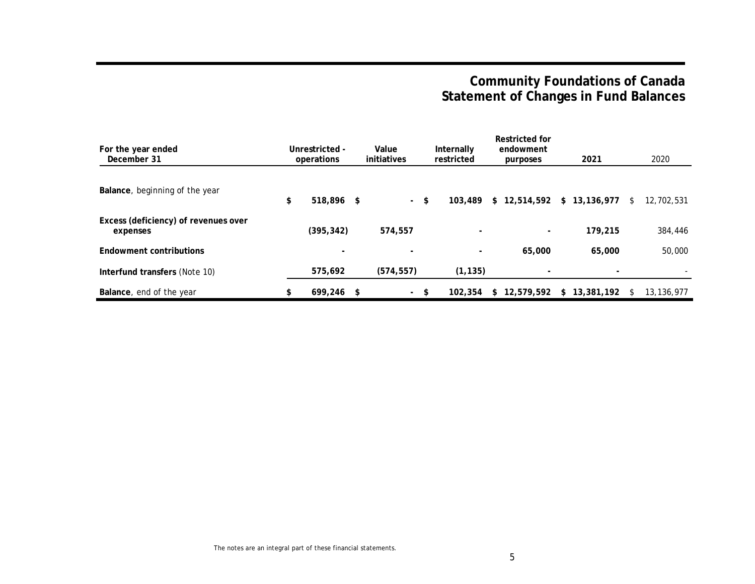# Community Foundations of Canada
## Statement of Changes in Fund Balances

| For the year ended December 31 | Unrestricted - operations | Value initiatives | Internally restricted | Restricted for endowment purposes | 2021 | 2020 |
|---|---|---|---|---|---|---|
| **Balance**, beginning of the year | $ 518,896 | $ - | $ 103,489 | $ 12,514,592 | $ 13,136,977 | $ 12,702,531 |
| **Excess (deficiency) of revenues over expenses** | (395,342) | 574,557 | - | - | 179,215 | 384,446 |
| **Endowment contributions** | - | - | - | 65,000 | 65,000 | 50,000 |
| **Interfund transfers** (Note 10) | 575,692 | (574,557) | (1,135) | - | - | - |
| **Balance**, end of the year | $ 699,246 | $ - | $ 102,354 | $ 12,579,592 | $ 13,381,192 | $ 13,136,977 |

The notes are an integral part of these financial statements.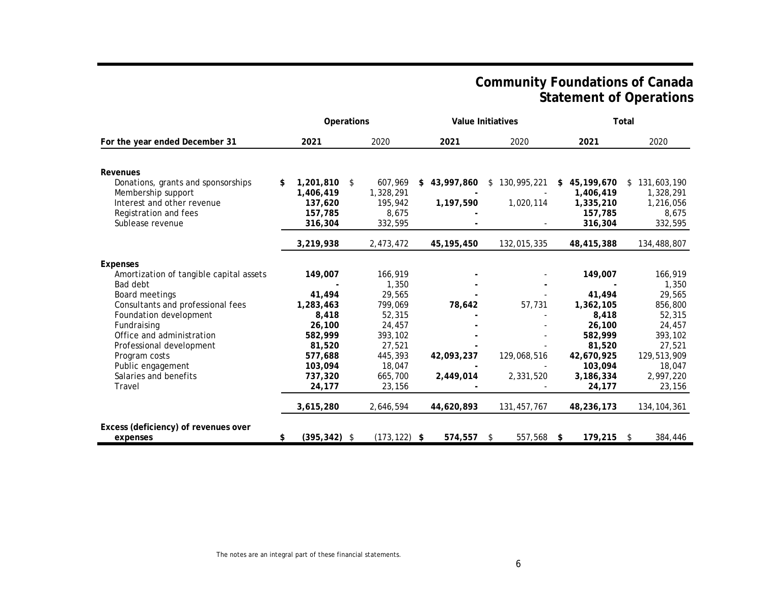# Community Foundations of Canada
## Statement of Operations

| For the year ended December 31 | Operations 2021 | Operations 2020 | Value Initiatives 2021 | Value Initiatives 2020 | Total 2021 | Total 2020 |
|---|---|---|---|---|---|---|
| **Revenues** | | | | | | |
| Donations, grants and sponsorships | **$ 1,201,810** | $ 607,969 | **$ 43,997,860** | $ 130,995,221 | **$ 45,199,670** | $ 131,603,190 |
| Membership support | **1,406,419** | 1,328,291 | **-** | - | **1,406,419** | 1,328,291 |
| Interest and other revenue | **137,620** | 195,942 | **1,197,590** | 1,020,114 | **1,335,210** | 1,216,056 |
| Registration and fees | **157,785** | 8,675 | **-** | | **157,785** | 8,675 |
| Sublease revenue | **316,304** | 332,595 | **-** | - | **316,304** | 332,595 |
| | **3,219,938** | 2,473,472 | **45,195,450** | 132,015,335 | **48,415,388** | 134,488,807 |
| **Expenses** | | | | | | |
| Amortization of tangible capital assets | **149,007** | 166,919 | **-** | - | **149,007** | 166,919 |
| Bad debt | **-** | 1,350 | **-** | **-** | **-** | 1,350 |
| Board meetings | **41,494** | 29,565 | **-** | - | **41,494** | 29,565 |
| Consultants and professional fees | **1,283,463** | 799,069 | **78,642** | 57,731 | **1,362,105** | 856,800 |
| Foundation development | **8,418** | 52,315 | **-** | - | **8,418** | 52,315 |
| Fundraising | **26,100** | 24,457 | **-** | - | **26,100** | 24,457 |
| Office and administration | **582,999** | 393,102 | **-** | - | **582,999** | 393,102 |
| Professional development | **81,520** | 27,521 | **-** | - | **81,520** | 27,521 |
| Program costs | **577,688** | 445,393 | **42,093,237** | 129,068,516 | **42,670,925** | 129,513,909 |
| Public engagement | **103,094** | 18,047 | **-** | - | **103,094** | 18,047 |
| Salaries and benefits | **737,320** | 665,700 | **2,449,014** | 2,331,520 | **3,186,334** | 2,997,220 |
| Travel | **24,177** | 23,156 | **-** | - | **24,177** | 23,156 |
| | **3,615,280** | 2,646,594 | **44,620,893** | 131,457,767 | **48,236,173** | 134,104,361 |
| **Excess (deficiency) of revenues over expenses** | **$ (395,342)** | $ (173,122) | **$ 574,557** | $ 557,568 | **$ 179,215** | $ 384,446 |

The notes are an integral part of these financial statements.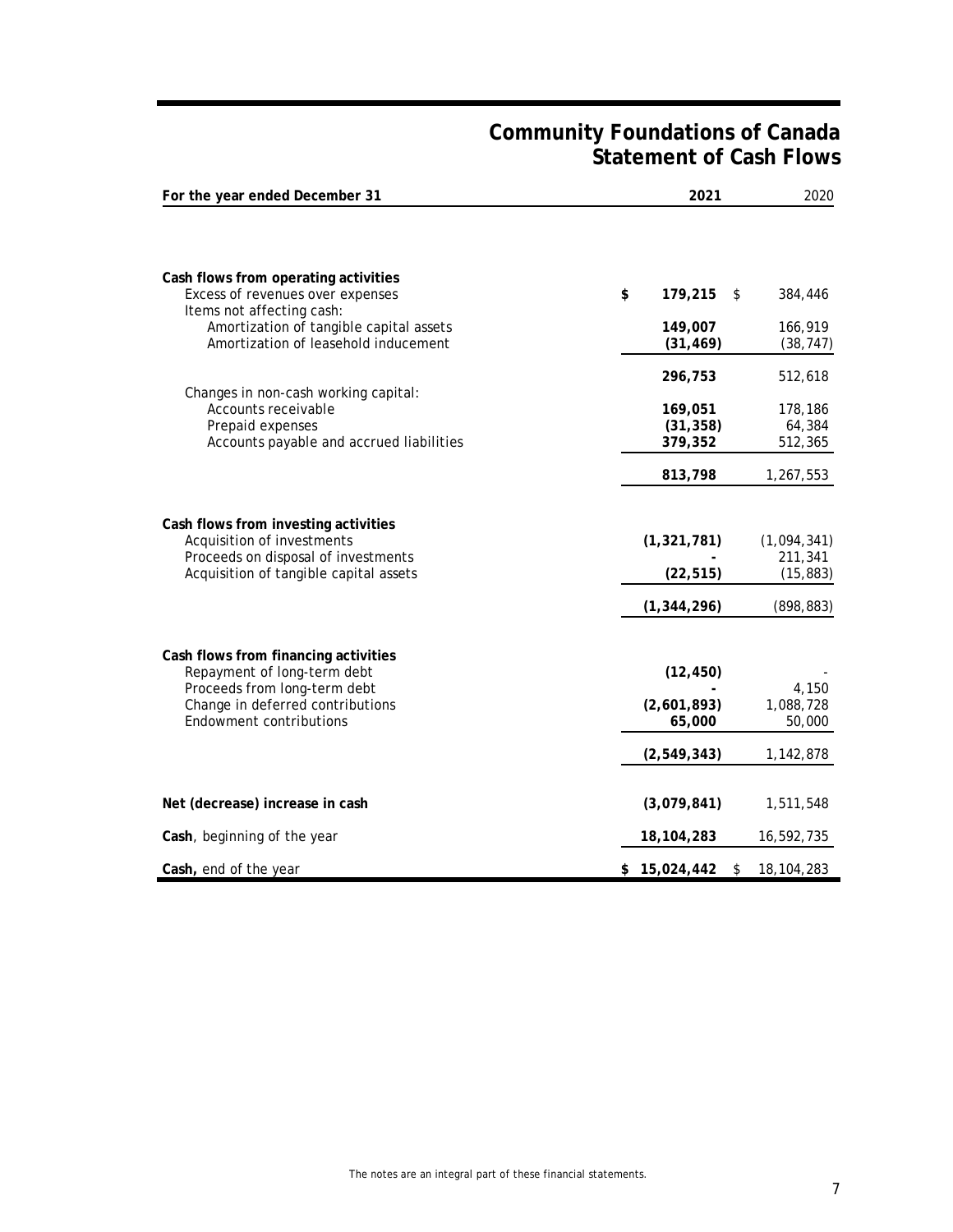# Community Foundations of Canada
## Statement of Cash Flows

| For the year ended December 31 | 2021 | 2020 |
|---|---|---|
| **Cash flows from operating activities** | | |
| Excess of revenues over expenses | **$ 179,215** | $ 384,446 |
| Items not affecting cash: | | |
| Amortization of tangible capital assets | **149,007** | 166,919 |
| Amortization of leasehold inducement | **(31,469)** | (38,747) |
| | **296,753** | 512,618 |
| Changes in non-cash working capital: | | |
| Accounts receivable | **169,051** | 178,186 |
| Prepaid expenses | **(31,358)** | 64,384 |
| Accounts payable and accrued liabilities | **379,352** | 512,365 |
| | **813,798** | 1,267,553 |
| **Cash flows from investing activities** | | |
| Acquisition of investments | **(1,321,781)** | (1,094,341) |
| Proceeds on disposal of investments | **-** | 211,341 |
| Acquisition of tangible capital assets | **(22,515)** | (15,883) |
| | **(1,344,296)** | (898,883) |
| **Cash flows from financing activities** | | |
| Repayment of long-term debt | **(12,450)** | - |
| Proceeds from long-term debt | **-** | 4,150 |
| Change in deferred contributions | **(2,601,893)** | 1,088,728 |
| Endowment contributions | **65,000** | 50,000 |
| | **(2,549,343)** | 1,142,878 |
| **Net (decrease) increase in cash** | **(3,079,841)** | 1,511,548 |
| **Cash**, beginning of the year | **18,104,283** | 16,592,735 |
| **Cash,** end of the year | **$ 15,024,442** | $ 18,104,283 |

The notes are an integral part of these financial statements.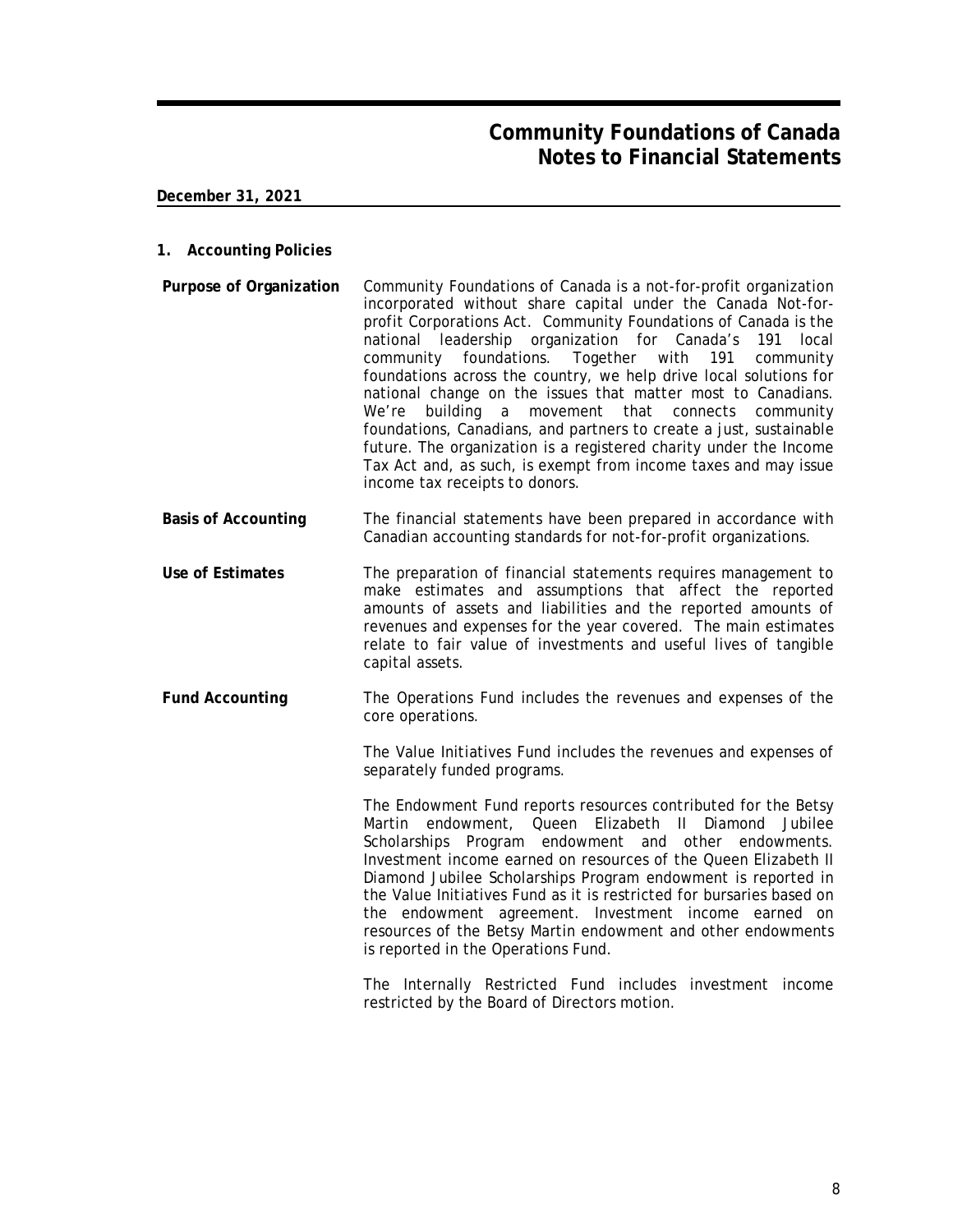# Community Foundations of Canada
## Notes to Financial Statements

**December 31, 2021**

### 1. Accounting Policies

**Purpose of Organization**

Community Foundations of Canada is a not-for-profit organization incorporated without share capital under the Canada Not-for-profit Corporations Act. Community Foundations of Canada is the national leadership organization for Canada's 191 local community foundations. Together with 191 community foundations across the country, we help drive local solutions for national change on the issues that matter most to Canadians. We're building a movement that connects community foundations, Canadians, and partners to create a just, sustainable future. The organization is a registered charity under the Income Tax Act and, as such, is exempt from income taxes and may issue income tax receipts to donors.

**Basis of Accounting**

The financial statements have been prepared in accordance with Canadian accounting standards for not-for-profit organizations.

**Use of Estimates**

The preparation of financial statements requires management to make estimates and assumptions that affect the reported amounts of assets and liabilities and the reported amounts of revenues and expenses for the year covered. The main estimates relate to fair value of investments and useful lives of tangible capital assets.

**Fund Accounting**

The Operations Fund includes the revenues and expenses of the core operations.

The Value Initiatives Fund includes the revenues and expenses of separately funded programs.

The Endowment Fund reports resources contributed for the Betsy Martin endowment, Queen Elizabeth II Diamond Jubilee Scholarships Program endowment and other endowments. Investment income earned on resources of the Queen Elizabeth II Diamond Jubilee Scholarships Program endowment is reported in the Value Initiatives Fund as it is restricted for bursaries based on the endowment agreement. Investment income earned on resources of the Betsy Martin endowment and other endowments is reported in the Operations Fund.

The Internally Restricted Fund includes investment income restricted by the Board of Directors motion.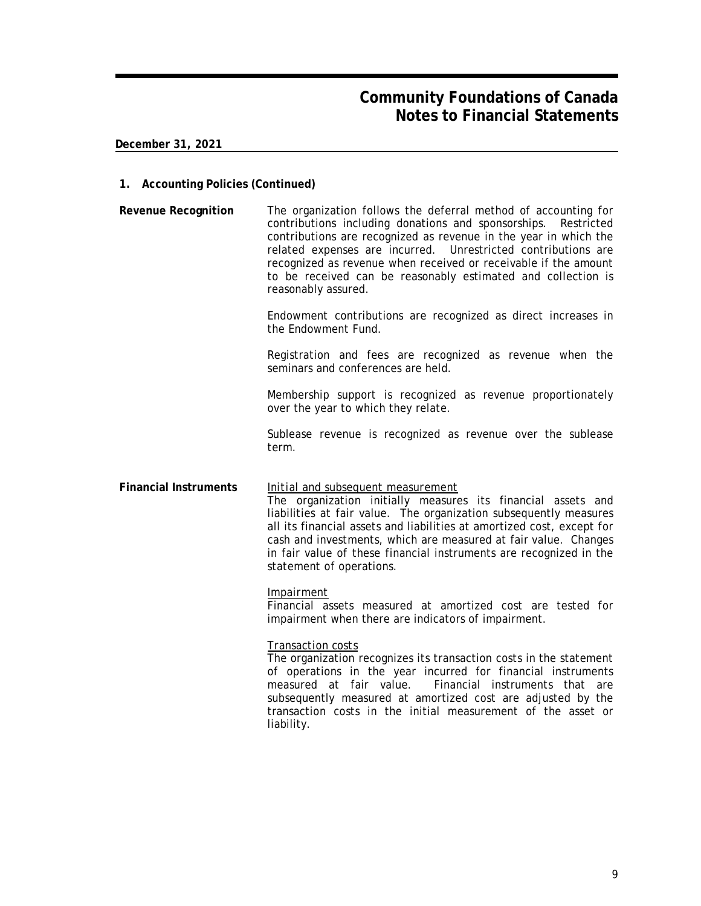# Community Foundations of Canada
## Notes to Financial Statements

**December 31, 2021**

### 1. Accounting Policies (Continued)

**Revenue Recognition**

The organization follows the deferral method of accounting for contributions including donations and sponsorships. Restricted contributions are recognized as revenue in the year in which the related expenses are incurred. Unrestricted contributions are recognized as revenue when received or receivable if the amount to be received can be reasonably estimated and collection is reasonably assured.

Endowment contributions are recognized as direct increases in the Endowment Fund.

Registration and fees are recognized as revenue when the seminars and conferences are held.

Membership support is recognized as revenue proportionately over the year to which they relate.

Sublease revenue is recognized as revenue over the sublease term.

**Financial Instruments**

Initial and subsequent measurement
The organization initially measures its financial assets and liabilities at fair value. The organization subsequently measures all its financial assets and liabilities at amortized cost, except for cash and investments, which are measured at fair value. Changes in fair value of these financial instruments are recognized in the statement of operations.

Impairment
Financial assets measured at amortized cost are tested for impairment when there are indicators of impairment.

Transaction costs
The organization recognizes its transaction costs in the statement of operations in the year incurred for financial instruments measured at fair value. Financial instruments that are subsequently measured at amortized cost are adjusted by the transaction costs in the initial measurement of the asset or liability.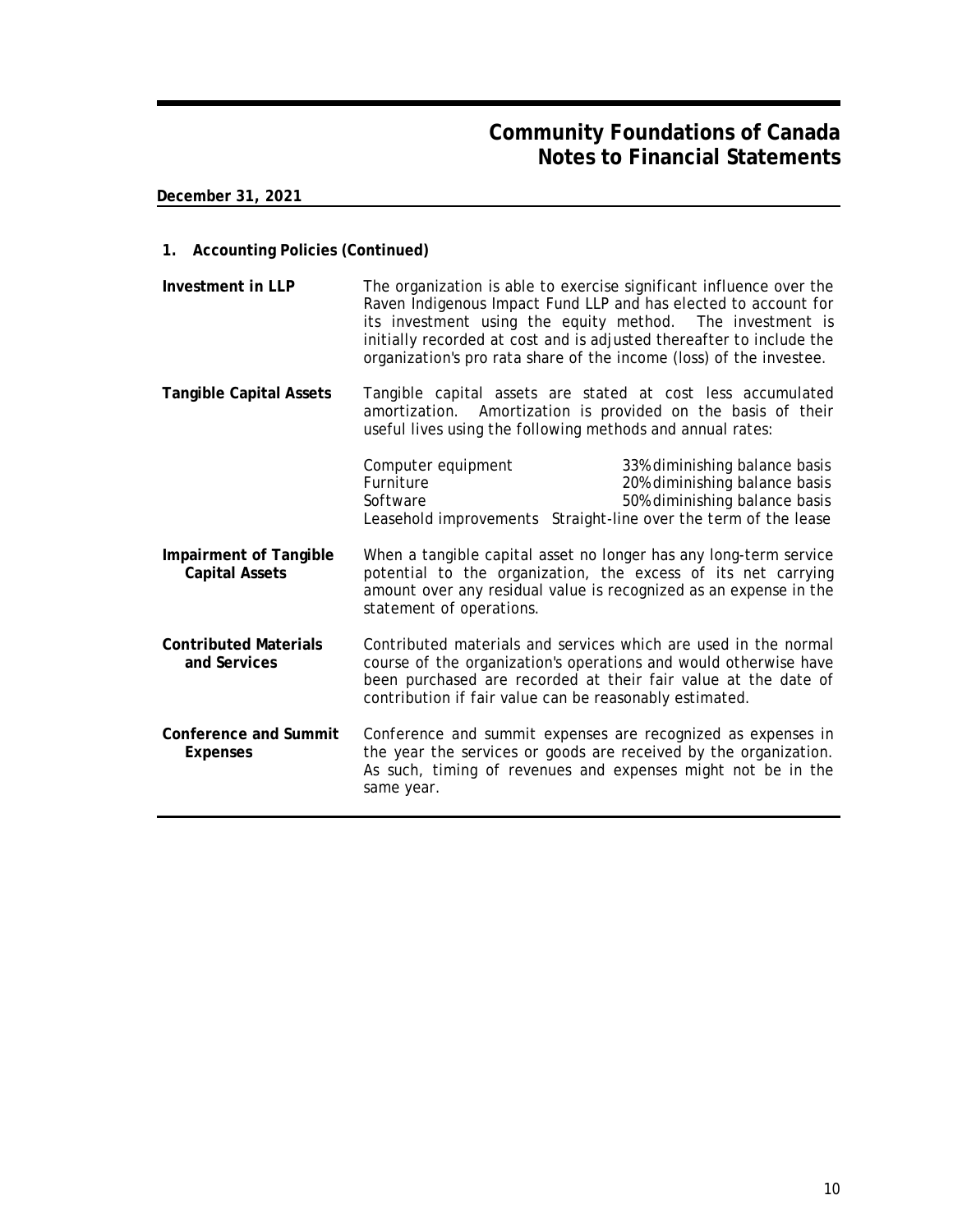# Community Foundations of Canada
## Notes to Financial Statements

**December 31, 2021**

### 1. Accounting Policies (Continued)

**Investment in LLP**

The organization is able to exercise significant influence over the Raven Indigenous Impact Fund LLP and has elected to account for its investment using the equity method. The investment is initially recorded at cost and is adjusted thereafter to include the organization's pro rata share of the income (loss) of the investee.

**Tangible Capital Assets**

Tangible capital assets are stated at cost less accumulated amortization. Amortization is provided on the basis of their useful lives using the following methods and annual rates:

| | |
|---|---|
| Computer equipment | 33% diminishing balance basis |
| Furniture | 20% diminishing balance basis |
| Software | 50% diminishing balance basis |
| Leasehold improvements | Straight-line over the term of the lease |

**Impairment of Tangible Capital Assets**

When a tangible capital asset no longer has any long-term service potential to the organization, the excess of its net carrying amount over any residual value is recognized as an expense in the statement of operations.

**Contributed Materials and Services**

Contributed materials and services which are used in the normal course of the organization's operations and would otherwise have been purchased are recorded at their fair value at the date of contribution if fair value can be reasonably estimated.

**Conference and Summit Expenses**

Conference and summit expenses are recognized as expenses in the year the services or goods are received by the organization. As such, timing of revenues and expenses might not be in the same year.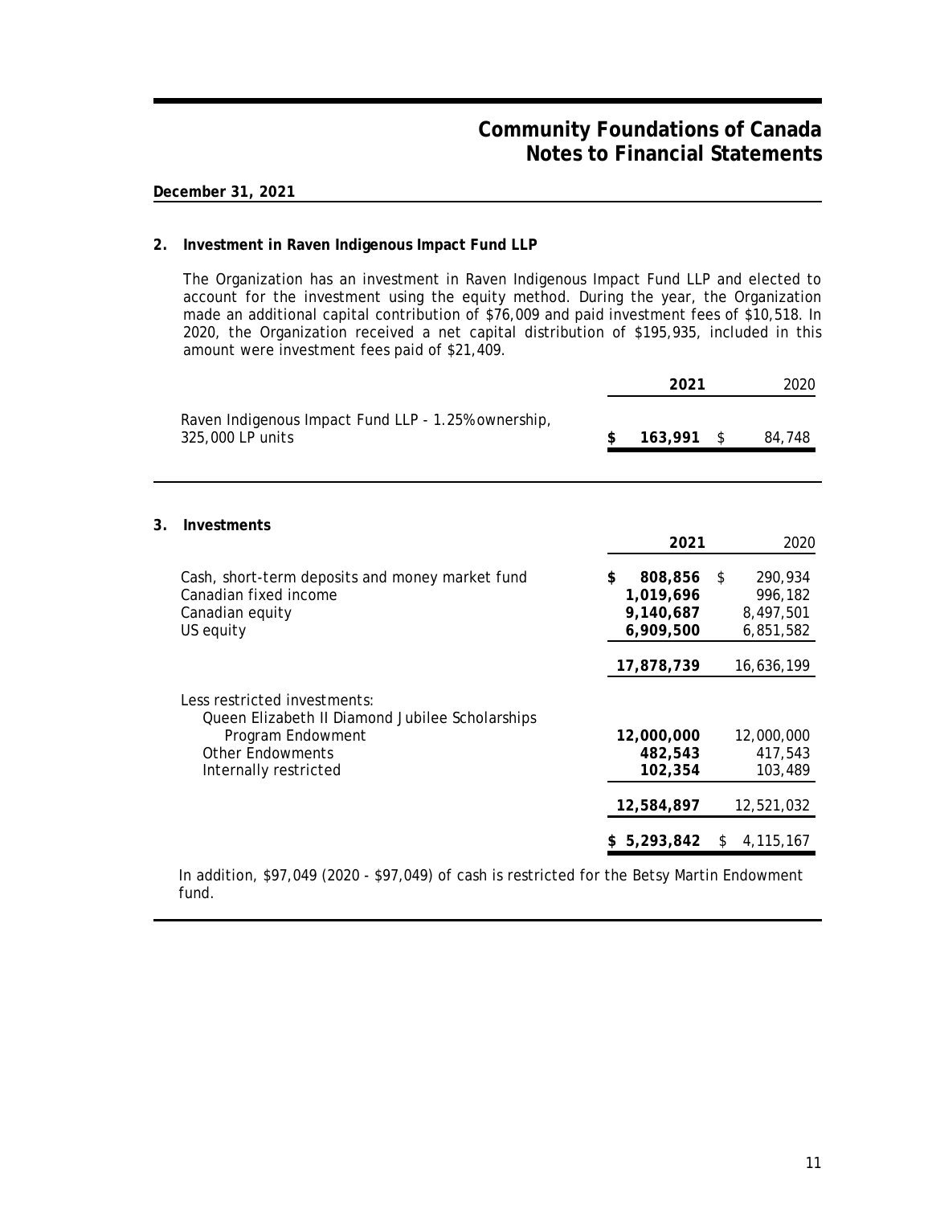# Community Foundations of Canada
## Notes to Financial Statements

**December 31, 2021**

### 2. Investment in Raven Indigenous Impact Fund LLP

The Organization has an investment in Raven Indigenous Impact Fund LLP and elected to account for the investment using the equity method. During the year, the Organization made an additional capital contribution of $76,009 and paid investment fees of $10,518. In 2020, the Organization received a net capital distribution of $195,935, included in this amount were investment fees paid of $21,409.

| | 2021 | 2020 |
|---|---|---|
| Raven Indigenous Impact Fund LLP - 1.25% ownership, 325,000 LP units | $ 163,991 | $ 84,748 |

### 3. Investments

| | 2021 | 2020 |
|---|---|---|
| Cash, short-term deposits and money market fund | $ 808,856 | $ 290,934 |
| Canadian fixed income | 1,019,696 | 996,182 |
| Canadian equity | 9,140,687 | 8,497,501 |
| US equity | 6,909,500 | 6,851,582 |
| | 17,878,739 | 16,636,199 |
| Less restricted investments: | | |
| Queen Elizabeth II Diamond Jubilee Scholarships Program Endowment | 12,000,000 | 12,000,000 |
| Other Endowments | 482,543 | 417,543 |
| Internally restricted | 102,354 | 103,489 |
| | 12,584,897 | 12,521,032 |
| | $ 5,293,842 | $ 4,115,167 |

In addition, $97,049 (2020 - $97,049) of cash is restricted for the Betsy Martin Endowment fund.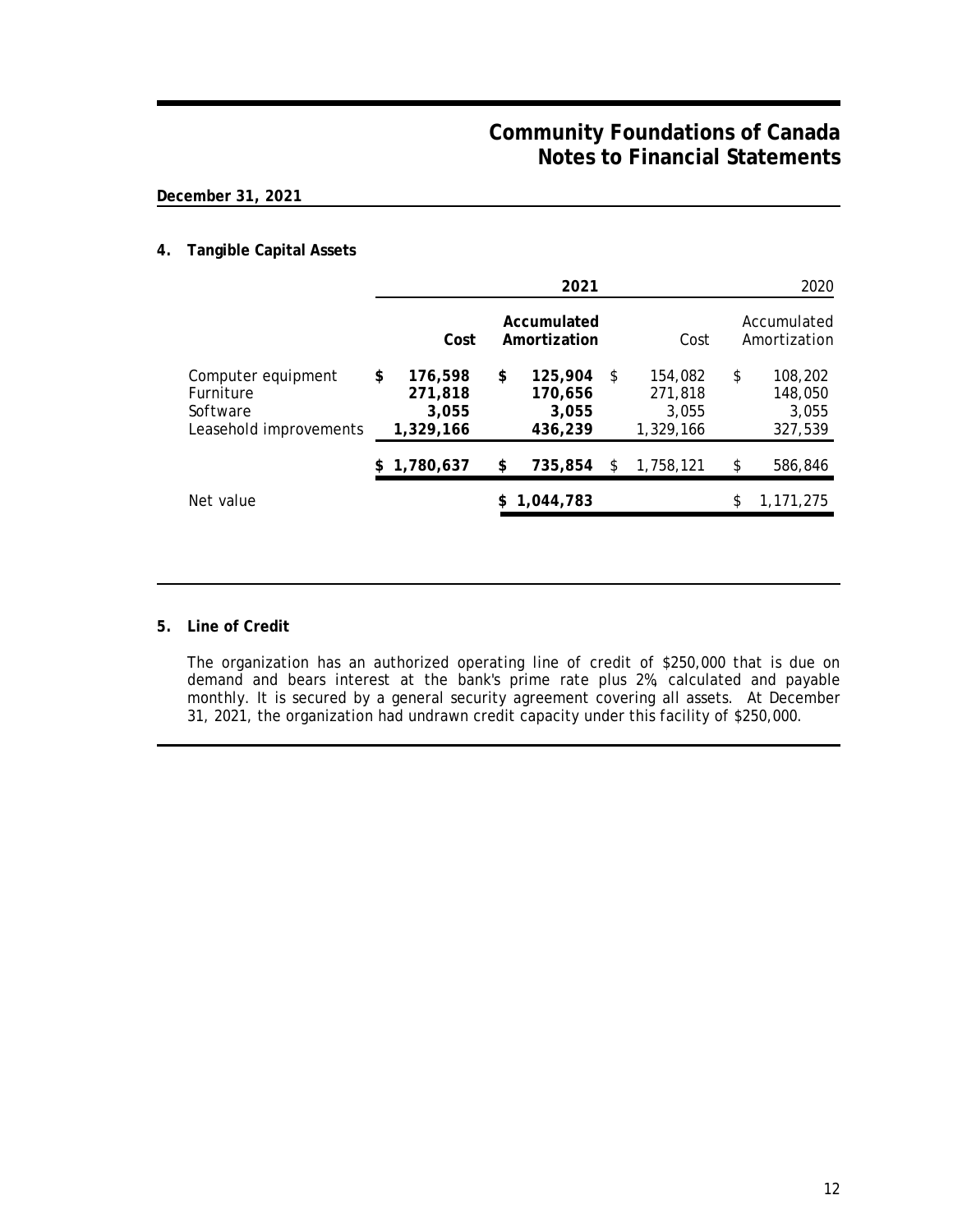# Community Foundations of Canada
## Notes to Financial Statements

**December 31, 2021**

### 4. Tangible Capital Assets

| | **2021** | | 2020 | |
|---|---|---|---|---|
| | **Cost** | **Accumulated Amortization** | Cost | Accumulated Amortization |
| Computer equipment | **$ 176,598** | **$ 125,904** | $ 154,082 | $ 108,202 |
| Furniture | **271,818** | **170,656** | 271,818 | 148,050 |
| Software | **3,055** | **3,055** | 3,055 | 3,055 |
| Leasehold improvements | **1,329,166** | **436,239** | 1,329,166 | 327,539 |
| | **$ 1,780,637** | **$ 735,854** | $ 1,758,121 | $ 586,846 |
| Net value | | **$ 1,044,783** | | $ 1,171,275 |

### 5. Line of Credit

The organization has an authorized operating line of credit of $250,000 that is due on demand and bears interest at the bank's prime rate plus 2%, calculated and payable monthly. It is secured by a general security agreement covering all assets. At December 31, 2021, the organization had undrawn credit capacity under this facility of $250,000.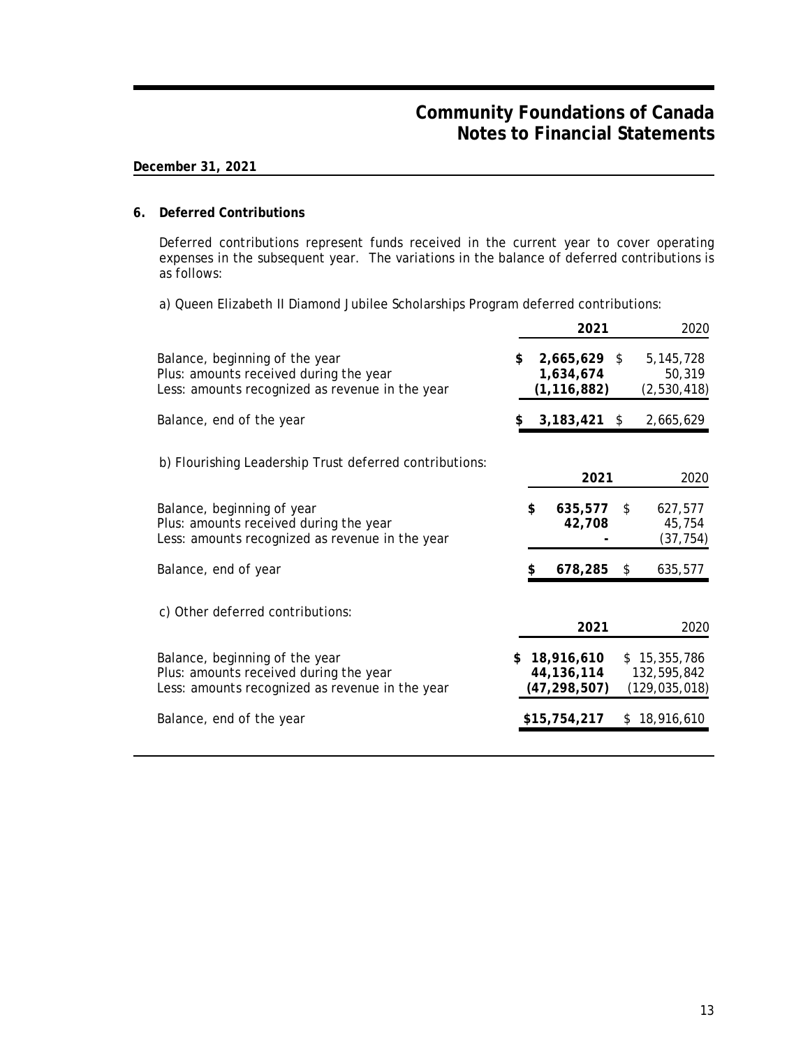# Community Foundations of Canada
## Notes to Financial Statements

**December 31, 2021**

### 6. Deferred Contributions

Deferred contributions represent funds received in the current year to cover operating expenses in the subsequent year. The variations in the balance of deferred contributions is as follows:

a) Queen Elizabeth II Diamond Jubilee Scholarships Program deferred contributions:

| | 2021 | 2020 |
|---|---|---|
| Balance, beginning of the year | $ 2,665,629 | $ 5,145,728 |
| Plus: amounts received during the year | 1,634,674 | 50,319 |
| Less: amounts recognized as revenue in the year | (1,116,882) | (2,530,418) |
| Balance, end of the year | $ 3,183,421 | $ 2,665,629 |

b) Flourishing Leadership Trust deferred contributions:

| | 2021 | 2020 |
|---|---|---|
| Balance, beginning of year | $ 635,577 | $ 627,577 |
| Plus: amounts received during the year | 42,708 | 45,754 |
| Less: amounts recognized as revenue in the year | - | (37,754) |
| Balance, end of year | $ 678,285 | $ 635,577 |

c) Other deferred contributions:

| | 2021 | 2020 |
|---|---|---|
| Balance, beginning of the year | $ 18,916,610 | $ 15,355,786 |
| Plus: amounts received during the year | 44,136,114 | 132,595,842 |
| Less: amounts recognized as revenue in the year | (47,298,507) | (129,035,018) |
| Balance, end of the year | $15,754,217 | $ 18,916,610 |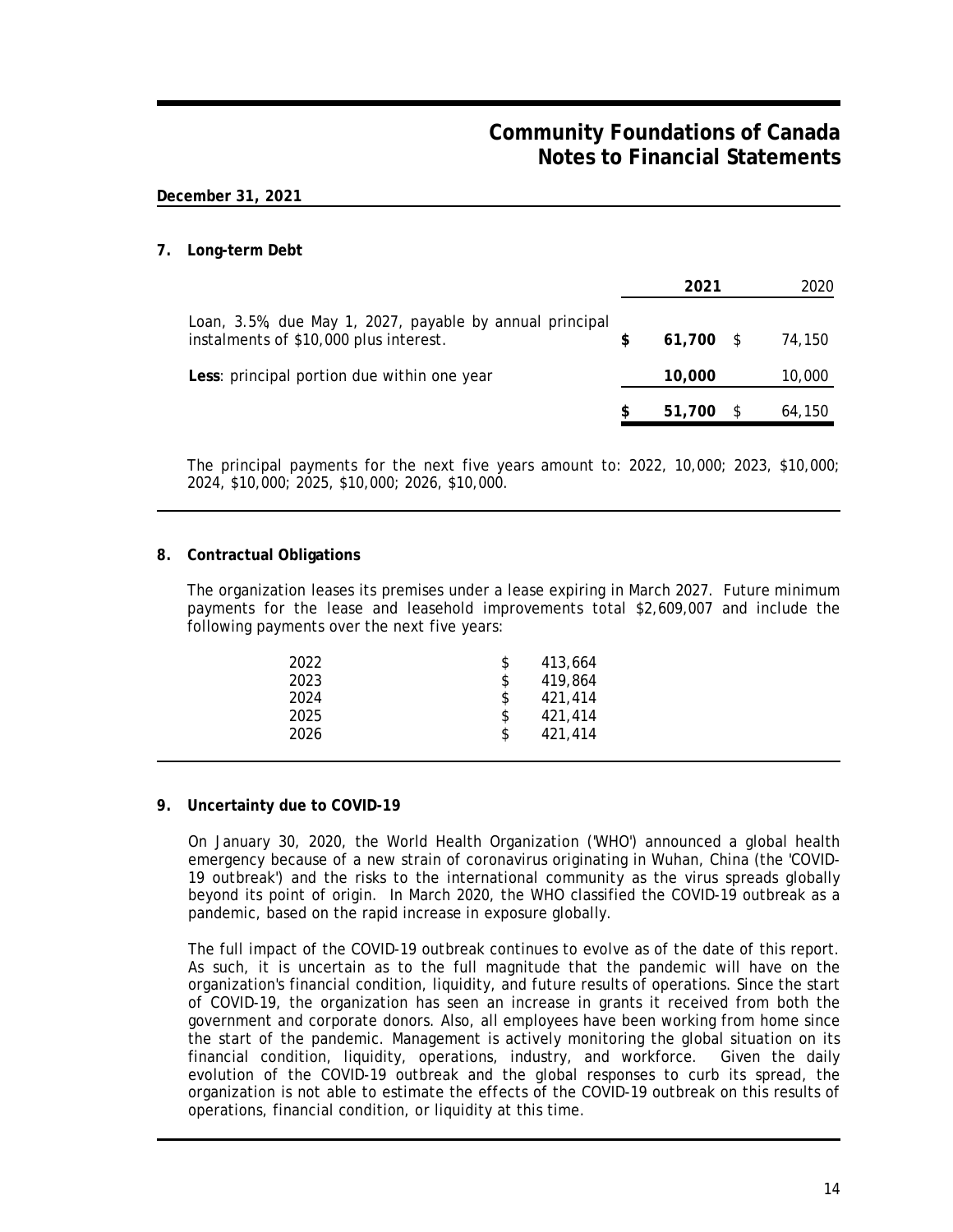# Community Foundations of Canada
## Notes to Financial Statements

**December 31, 2021**

### 7. Long-term Debt

| | **2021** | 2020 |
|---|---|---|
| Loan, 3.5%, due May 1, 2027, payable by annual principal instalments of $10,000 plus interest. | **$ 61,700** | $ 74,150 |
| **Less**: principal portion due within one year | **10,000** | 10,000 |
| | **$ 51,700** | $ 64,150 |

The principal payments for the next five years amount to: 2022, 10,000; 2023, $10,000; 2024, $10,000; 2025, $10,000; 2026, $10,000.

### 8. Contractual Obligations

The organization leases its premises under a lease expiring in March 2027. Future minimum payments for the lease and leasehold improvements total $2,609,007 and include the following payments over the next five years:

| | |
|---|---|
| 2022 | $ 413,664 |
| 2023 | $ 419,864 |
| 2024 | $ 421,414 |
| 2025 | $ 421,414 |
| 2026 | $ 421,414 |

### 9. Uncertainty due to COVID-19

On January 30, 2020, the World Health Organization ('WHO') announced a global health emergency because of a new strain of coronavirus originating in Wuhan, China (the 'COVID-19 outbreak') and the risks to the international community as the virus spreads globally beyond its point of origin. In March 2020, the WHO classified the COVID-19 outbreak as a pandemic, based on the rapid increase in exposure globally.

The full impact of the COVID-19 outbreak continues to evolve as of the date of this report. As such, it is uncertain as to the full magnitude that the pandemic will have on the organization's financial condition, liquidity, and future results of operations. Since the start of COVID-19, the organization has seen an increase in grants it received from both the government and corporate donors. Also, all employees have been working from home since the start of the pandemic. Management is actively monitoring the global situation on its financial condition, liquidity, operations, industry, and workforce. Given the daily evolution of the COVID-19 outbreak and the global responses to curb its spread, the organization is not able to estimate the effects of the COVID-19 outbreak on this results of operations, financial condition, or liquidity at this time.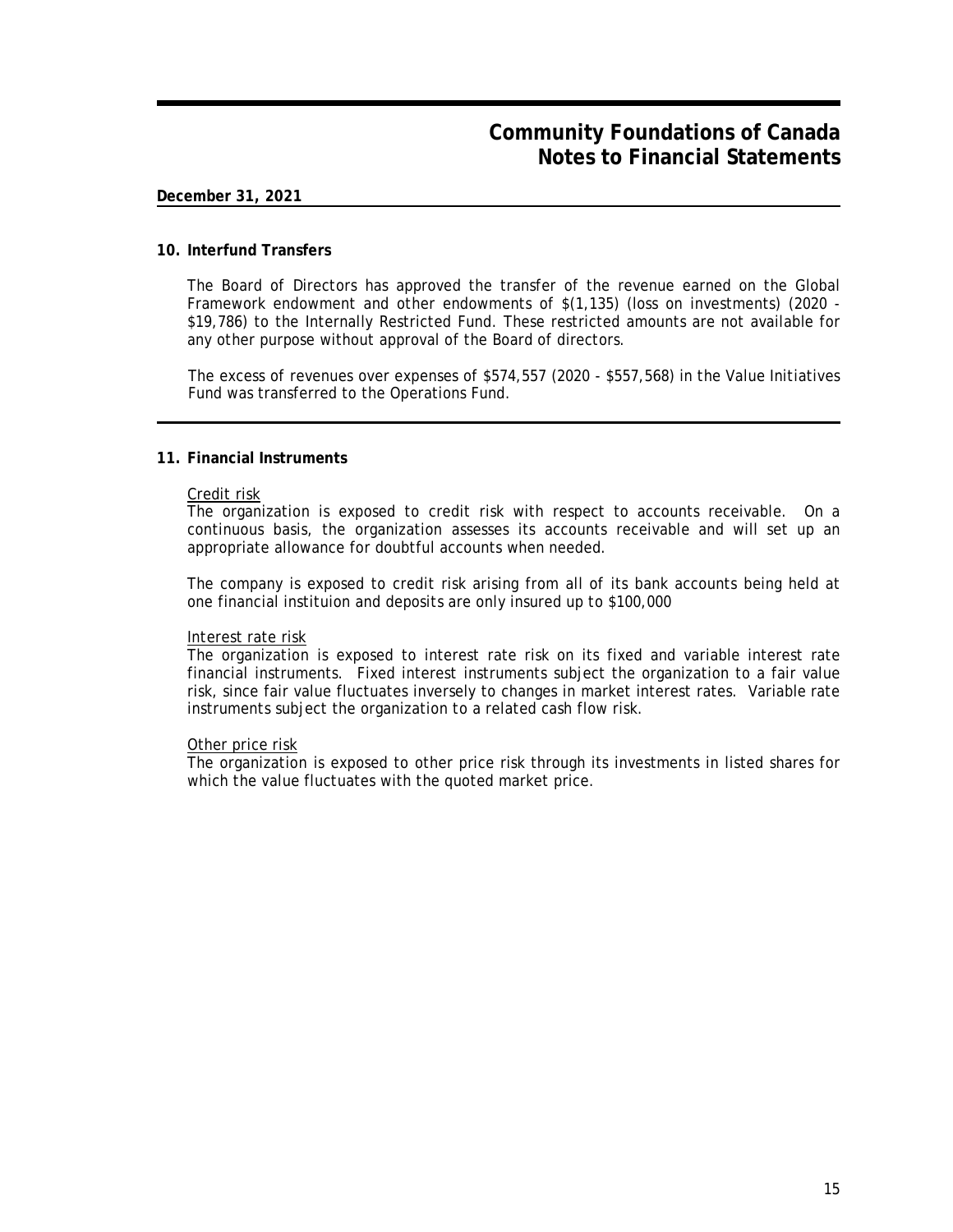**December 31, 2021**

## 10. Interfund Transfers

The Board of Directors has approved the transfer of the revenue earned on the Global Framework endowment and other endowments of $(1,135) (loss on investments) (2020 - $19,786) to the Internally Restricted Fund. These restricted amounts are not available for any other purpose without approval of the Board of directors.

The excess of revenues over expenses of $574,557 (2020 - $557,568) in the Value Initiatives Fund was transferred to the Operations Fund.

## 11. Financial Instruments

Credit risk

The organization is exposed to credit risk with respect to accounts receivable. On a continuous basis, the organization assesses its accounts receivable and will set up an appropriate allowance for doubtful accounts when needed.

The company is exposed to credit risk arising from all of its bank accounts being held at one financial instituion and deposits are only insured up to $100,000

Interest rate risk

The organization is exposed to interest rate risk on its fixed and variable interest rate financial instruments. Fixed interest instruments subject the organization to a fair value risk, since fair value fluctuates inversely to changes in market interest rates. Variable rate instruments subject the organization to a related cash flow risk.

Other price risk

The organization is exposed to other price risk through its investments in listed shares for which the value fluctuates with the quoted market price.